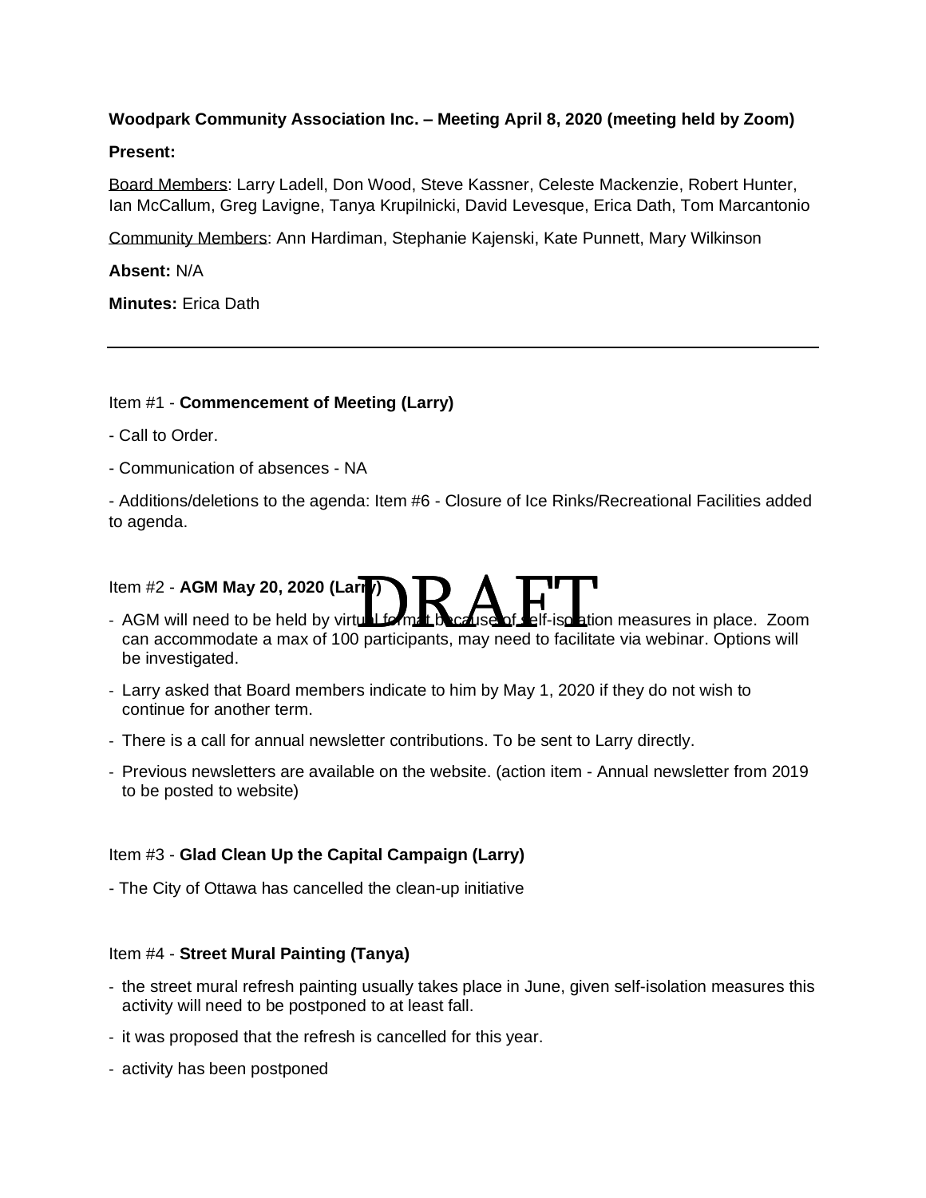**Woodpark Community Association Inc. – Meeting April 8, 2020 (meeting held by Zoom)**

**Present:**

Board Members: Larry Ladell, Don Wood, Steve Kassner, Celeste Mackenzie, Robert Hunter, Ian McCallum, Greg Lavigne, Tanya Krupilnicki, David Levesque, Erica Dath, Tom Marcantonio

Community Members: Ann Hardiman, Stephanie Kajenski, Kate Punnett, Mary Wilkinson

**Absent:** N/A

**Minutes:** Erica Dath

---

Item #1 - **Commencement of Meeting (Larry)**

- Call to Order.

- Communication of absences - NA

- Additions/deletions to the agenda: Item #6 - Closure of Ice Rinks/Recreational Facilities added to agenda.

Item #2 - **AGM May 20, 2020 (Larry)**

DRAFT

- AGM will need to be held by virtual format because of self-isolation measures in place. Zoom can accommodate a max of 100 participants, may need to facilitate via webinar. Options will be investigated.
- Larry asked that Board members indicate to him by May 1, 2020 if they do not wish to continue for another term.
- There is a call for annual newsletter contributions. To be sent to Larry directly.
- Previous newsletters are available on the website. (action item - Annual newsletter from 2019 to be posted to website)

Item #3 - **Glad Clean Up the Capital Campaign (Larry)**

- The City of Ottawa has cancelled the clean-up initiative

Item #4 - **Street Mural Painting (Tanya)**

- the street mural refresh painting usually takes place in June, given self-isolation measures this activity will need to be postponed to at least fall.
- it was proposed that the refresh is cancelled for this year.
- activity has been postponed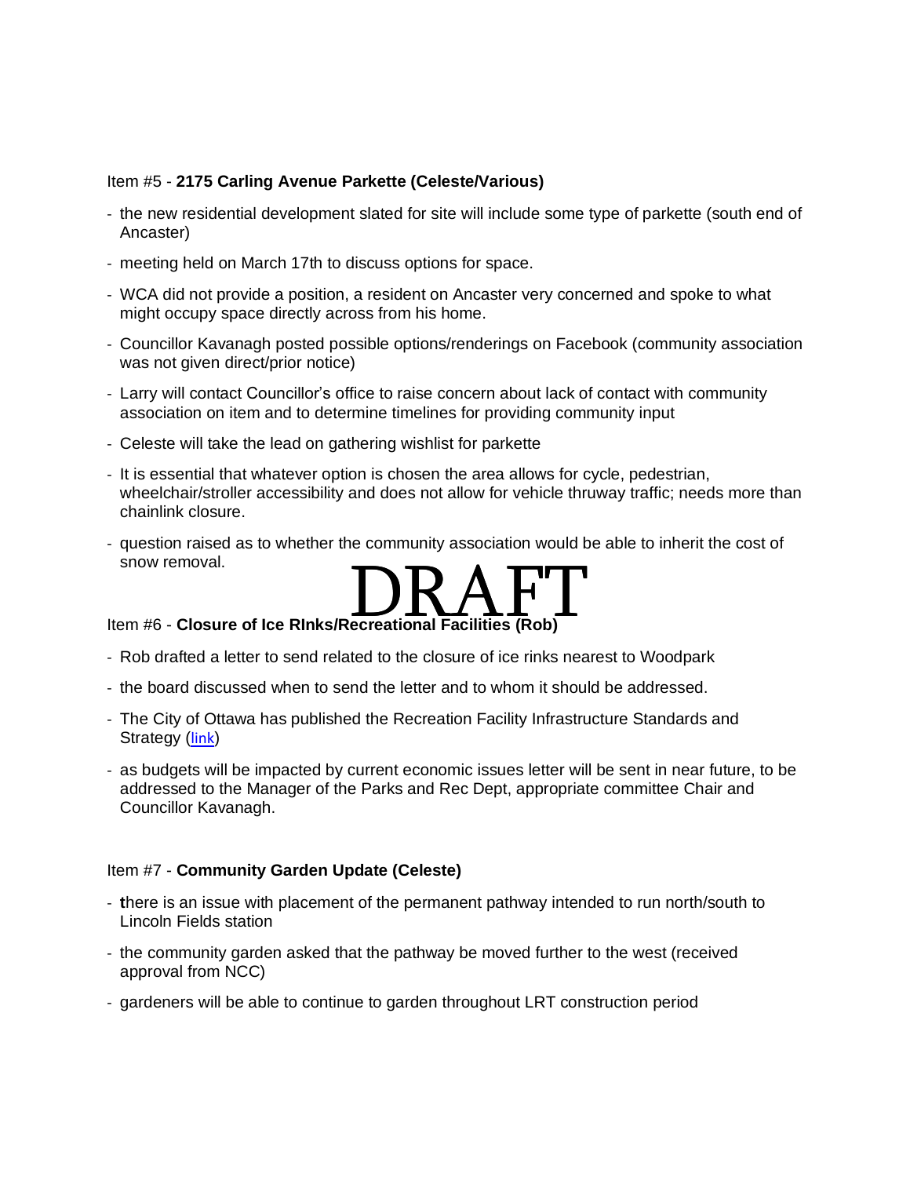Item #5 - **2175 Carling Avenue Parkette (Celeste/Various)**

- the new residential development slated for site will include some type of parkette (south end of Ancaster)
- meeting held on March 17th to discuss options for space.
- WCA did not provide a position, a resident on Ancaster very concerned and spoke to what might occupy space directly across from his home.
- Councillor Kavanagh posted possible options/renderings on Facebook (community association was not given direct/prior notice)
- Larry will contact Councillor's office to raise concern about lack of contact with community association on item and to determine timelines for providing community input
- Celeste will take the lead on gathering wishlist for parkette
- It is essential that whatever option is chosen the area allows for cycle, pedestrian, wheelchair/stroller accessibility and does not allow for vehicle thruway traffic; needs more than chainlink closure.
- question raised as to whether the community association would be able to inherit the cost of snow removal.

DRAFT

Item #6 - **Closure of Ice RInks/Recreational Facilities (Rob)**

- Rob drafted a letter to send related to the closure of ice rinks nearest to Woodpark
- the board discussed when to send the letter and to whom it should be addressed.
- The City of Ottawa has published the Recreation Facility Infrastructure Standards and Strategy (link)
- as budgets will be impacted by current economic issues letter will be sent in near future, to be addressed to the Manager of the Parks and Rec Dept, appropriate committee Chair and Councillor Kavanagh.

Item #7 - **Community Garden Update (Celeste)**

- there is an issue with placement of the permanent pathway intended to run north/south to Lincoln Fields station
- the community garden asked that the pathway be moved further to the west (received approval from NCC)
- gardeners will be able to continue to garden throughout LRT construction period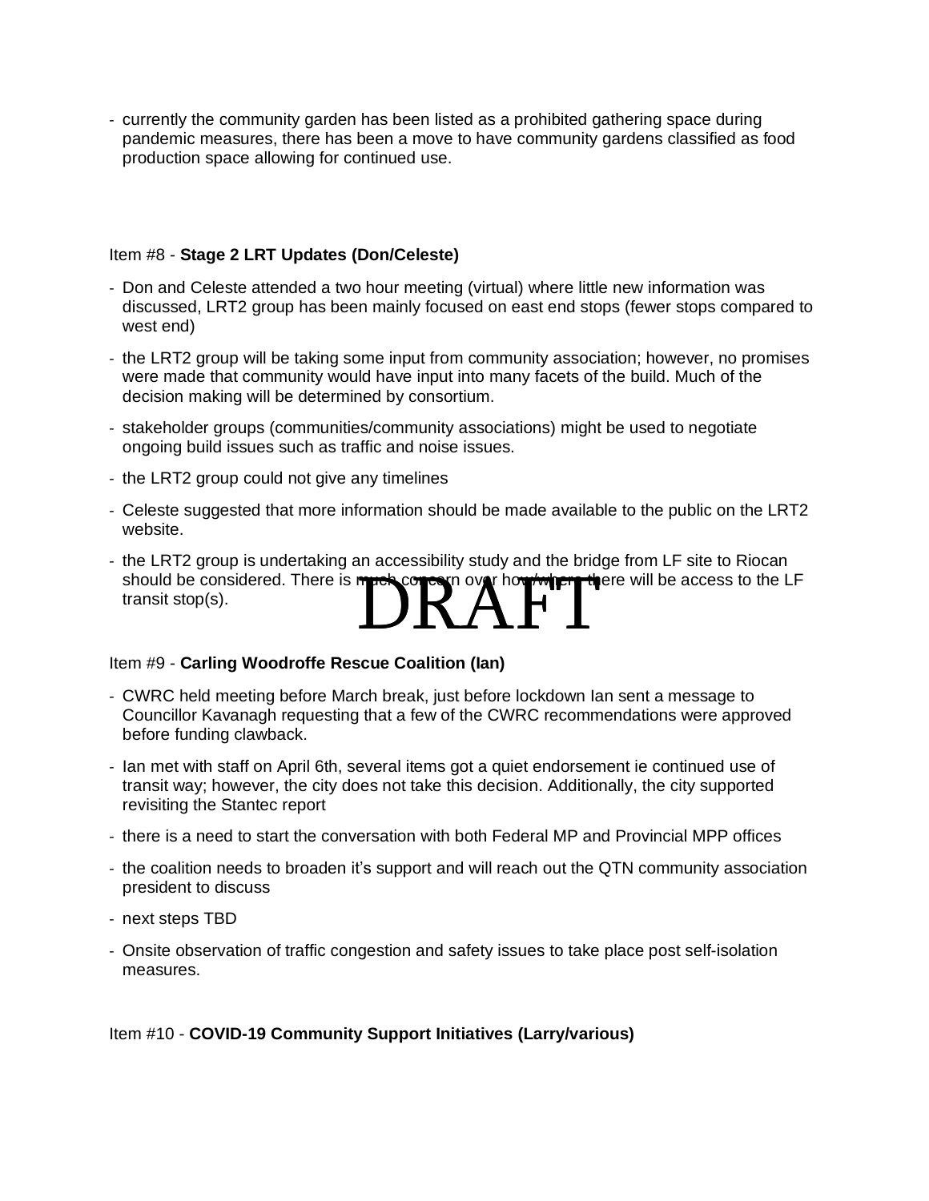- currently the community garden has been listed as a prohibited gathering space during pandemic measures, there has been a move to have community gardens classified as food production space allowing for continued use.

Item #8 - **Stage 2 LRT Updates (Don/Celeste)**

- Don and Celeste attended a two hour meeting (virtual) where little new information was discussed, LRT2 group has been mainly focused on east end stops (fewer stops compared to west end)
- the LRT2 group will be taking some input from community association; however, no promises were made that community would have input into many facets of the build. Much of the decision making will be determined by consortium.
- stakeholder groups (communities/community associations) might be used to negotiate ongoing build issues such as traffic and noise issues.
- the LRT2 group could not give any timelines
- Celeste suggested that more information should be made available to the public on the LRT2 website.
- the LRT2 group is undertaking an accessibility study and the bridge from LF site to Riocan should be considered. There is much concern over how/where there will be access to the LF transit stop(s).

DRAFT

Item #9 - **Carling Woodroffe Rescue Coalition (Ian)**

- CWRC held meeting before March break, just before lockdown Ian sent a message to Councillor Kavanagh requesting that a few of the CWRC recommendations were approved before funding clawback.
- Ian met with staff on April 6th, several items got a quiet endorsement ie continued use of transit way; however, the city does not take this decision. Additionally, the city supported revisiting the Stantec report
- there is a need to start the conversation with both Federal MP and Provincial MPP offices
- the coalition needs to broaden it's support and will reach out the QTN community association president to discuss
- next steps TBD
- Onsite observation of traffic congestion and safety issues to take place post self-isolation measures.

Item #10 - **COVID-19 Community Support Initiatives (Larry/various)**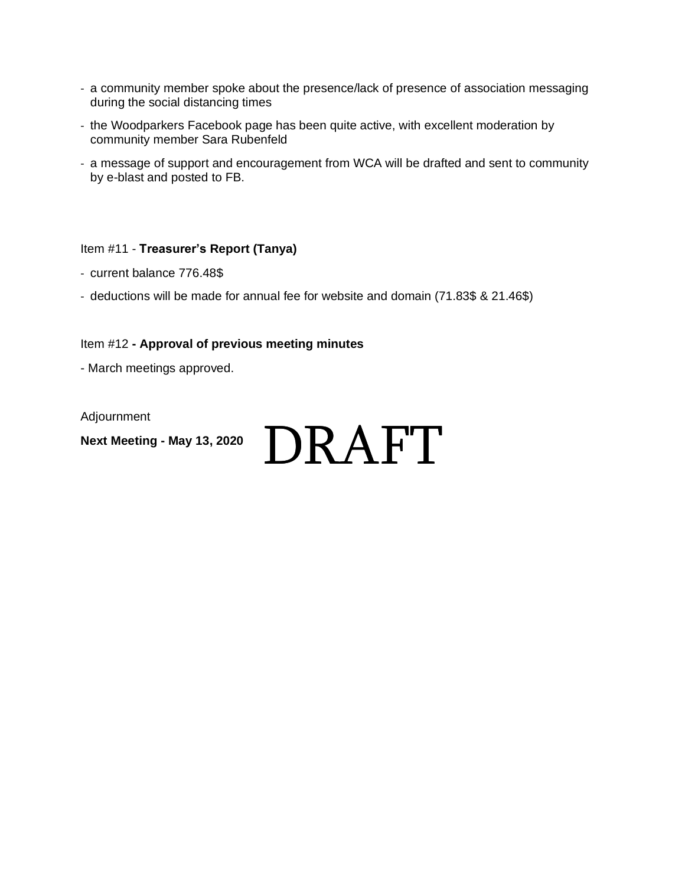- a community member spoke about the presence/lack of presence of association messaging during the social distancing times
- the Woodparkers Facebook page has been quite active, with excellent moderation by community member Sara Rubenfeld
- a message of support and encouragement from WCA will be drafted and sent to community by e-blast and posted to FB.

Item #11 - **Treasurer's Report (Tanya)**

- current balance 776.48$
- deductions will be made for annual fee for website and domain (71.83$ & 21.46$)

Item #12 **- Approval of previous meeting minutes**

- March meetings approved.

Adjournment

**Next Meeting - May 13, 2020**

DRAFT